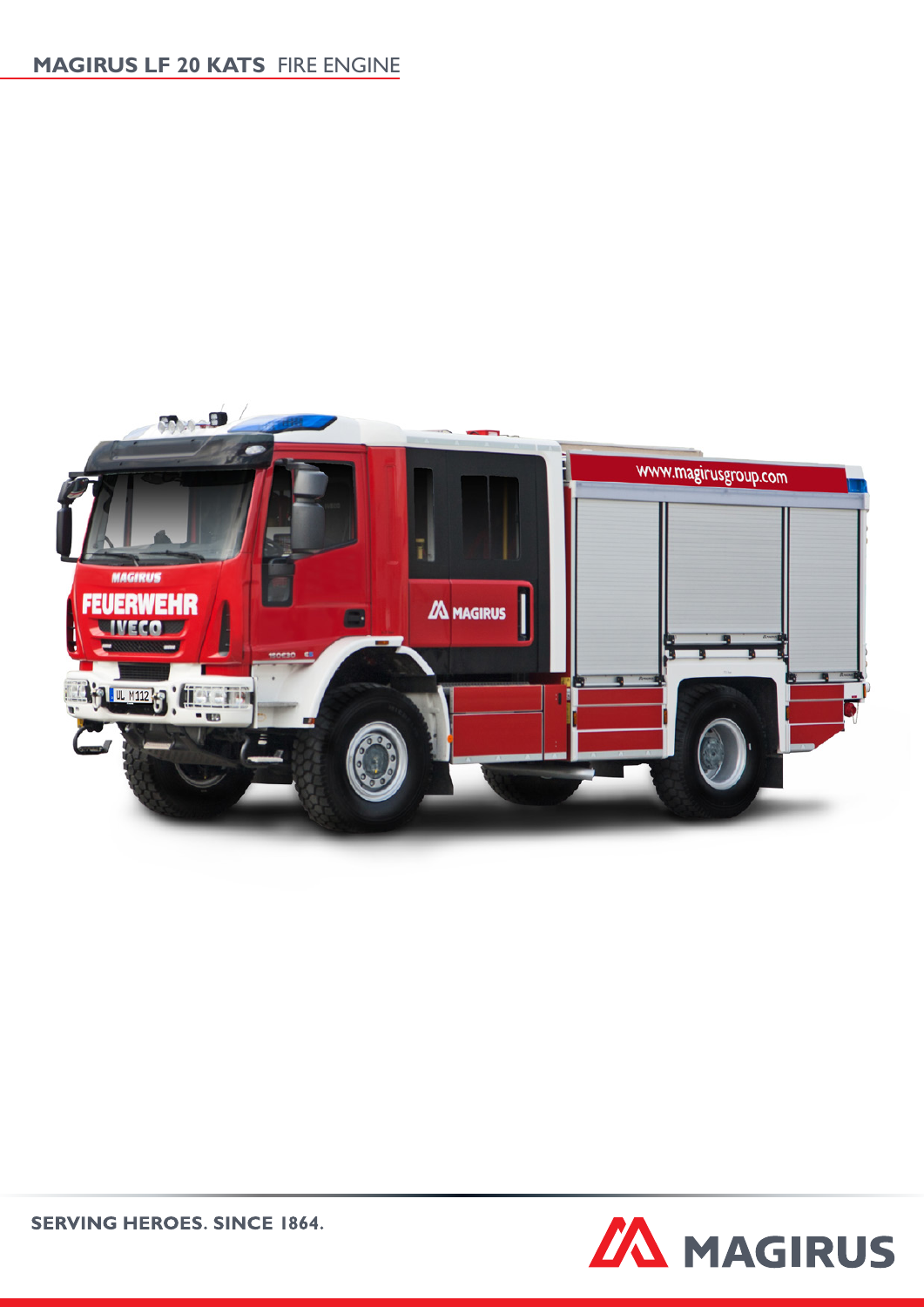# MAGIRUS LF 20 KATS FIRE ENGINE

SERVING HEROES. SINCE 1864.

MAGIRUS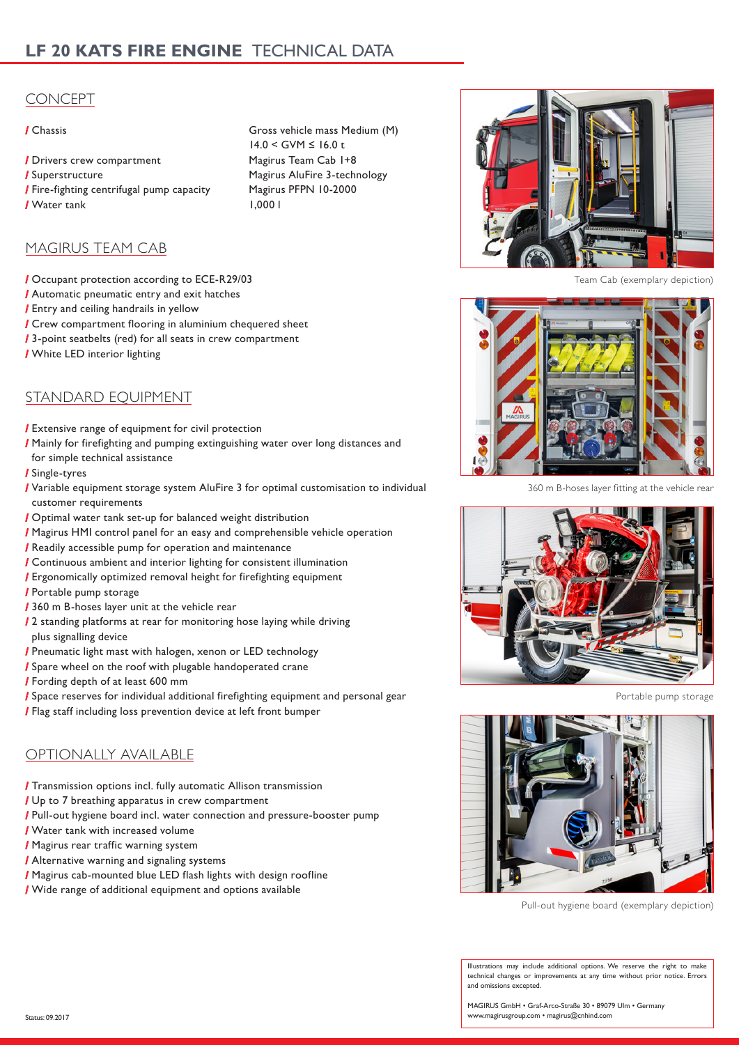# LF 20 KATS FIRE ENGINE TECHNICAL DATA

## CONCEPT

| | |
|---|---|
| / Chassis | Gross vehicle mass Medium (M) $14.0 < GVM \leq 16.0$ t |
| / Drivers crew compartment | Magirus Team Cab 1+8 |
| / Superstructure | Magirus AluFire 3-technology |
| / Fire-fighting centrifugal pump capacity | Magirus PFPN 10-2000 |
| / Water tank | 1,000 l |

## MAGIRUS TEAM CAB

- Occupant protection according to ECE-R29/03
- Automatic pneumatic entry and exit hatches
- Entry and ceiling handrails in yellow
- Crew compartment flooring in aluminium chequered sheet
- 3-point seatbelts (red) for all seats in crew compartment
- White LED interior lighting

## STANDARD EQUIPMENT

- Extensive range of equipment for civil protection
- Mainly for firefighting and pumping extinguishing water over long distances and for simple technical assistance
- Single-tyres
- Variable equipment storage system AluFire 3 for optimal customisation to individual customer requirements
- Optimal water tank set-up for balanced weight distribution
- Magirus HMI control panel for an easy and comprehensible vehicle operation
- Readily accessible pump for operation and maintenance
- Continuous ambient and interior lighting for consistent illumination
- Ergonomically optimized removal height for firefighting equipment
- Portable pump storage
- 360 m B-hoses layer unit at the vehicle rear
- 2 standing platforms at rear for monitoring hose laying while driving plus signalling device
- Pneumatic light mast with halogen, xenon or LED technology
- Spare wheel on the roof with plugable handoperated crane
- Fording depth of at least 600 mm
- Space reserves for individual additional firefighting equipment and personal gear
- Flag staff including loss prevention device at left front bumper

## OPTIONALLY AVAILABLE

- Transmission options incl. fully automatic Allison transmission
- Up to 7 breathing apparatus in crew compartment
- Pull-out hygiene board incl. water connection and pressure-booster pump
- Water tank with increased volume
- Magirus rear traffic warning system
- Alternative warning and signaling systems
- Magirus cab-mounted blue LED flash lights with design roofline
- Wide range of additional equipment and options available

Team Cab (exemplary depiction)

360 m B-hoses layer fitting at the vehicle rear

Portable pump storage

Pull-out hygiene board (exemplary depiction)

Illustrations may include additional options. We reserve the right to make technical changes or improvements at any time without prior notice. Errors and omissions excepted.

MAGIRUS GmbH • Graf-Arco-Straße 30 • 89079 Ulm • Germany
www.magirusgroup.com • magirus@cnhind.com

Status: 09.2017